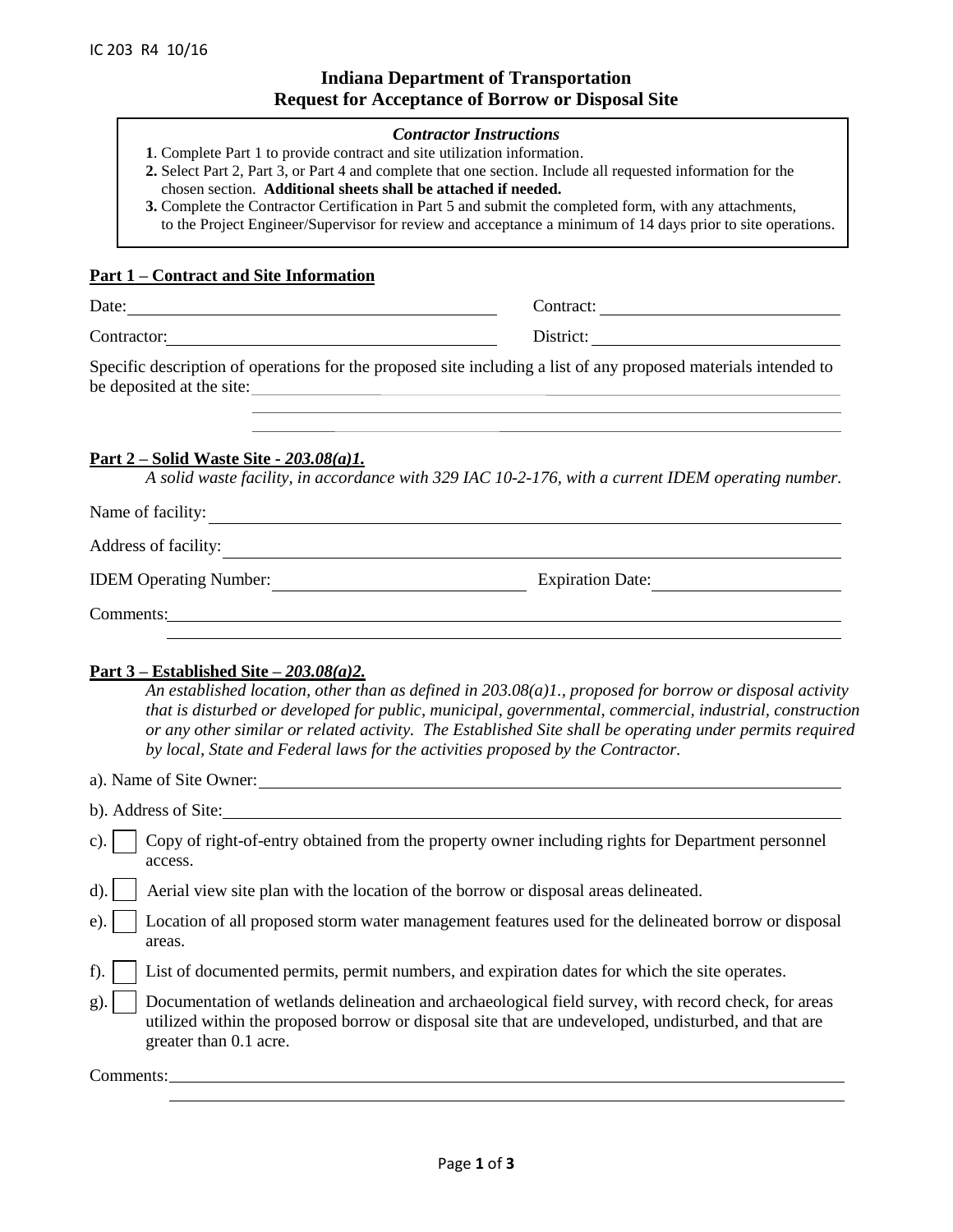IC 203 R4 10/16

# Indiana Department of Transportation
# Request for Acceptance of Borrow or Disposal Site

***Contractor Instructions***

**1**. Complete Part 1 to provide contract and site utilization information.
**2.** Select Part 2, Part 3, or Part 4 and complete that one section. Include all requested information for the chosen section. **Additional sheets shall be attached if needed.**
**3.** Complete the Contractor Certification in Part 5 and submit the completed form, with any attachments, to the Project Engineer/Supervisor for review and acceptance a minimum of 14 days prior to site operations.

## Part 1 – Contract and Site Information

Date: ______________________ Contract: ______________________

Contractor: ______________________ District: ______________________

Specific description of operations for the proposed site including a list of any proposed materials intended to be deposited at the site: ______________________

## Part 2 – Solid Waste Site - *203.08(a)1.*

*A solid waste facility, in accordance with 329 IAC 10-2-176, with a current IDEM operating number.*

Name of facility: ______________________

Address of facility: ______________________

IDEM Operating Number: ______________________ Expiration Date: ______________________

Comments: ______________________

## Part 3 – Established Site – *203.08(a)2.*

*An established location, other than as defined in 203.08(a)1., proposed for borrow or disposal activity that is disturbed or developed for public, municipal, governmental, commercial, industrial, construction or any other similar or related activity. The Established Site shall be operating under permits required by local, State and Federal laws for the activities proposed by the Contractor.*

a). Name of Site Owner: ______________________

b). Address of Site: ______________________

c). ☐ Copy of right-of-entry obtained from the property owner including rights for Department personnel access.

d). ☐ Aerial view site plan with the location of the borrow or disposal areas delineated.

e). ☐ Location of all proposed storm water management features used for the delineated borrow or disposal areas.

f). ☐ List of documented permits, permit numbers, and expiration dates for which the site operates.

g). ☐ Documentation of wetlands delineation and archaeological field survey, with record check, for areas utilized within the proposed borrow or disposal site that are undeveloped, undisturbed, and that are greater than 0.1 acre.

Comments: ______________________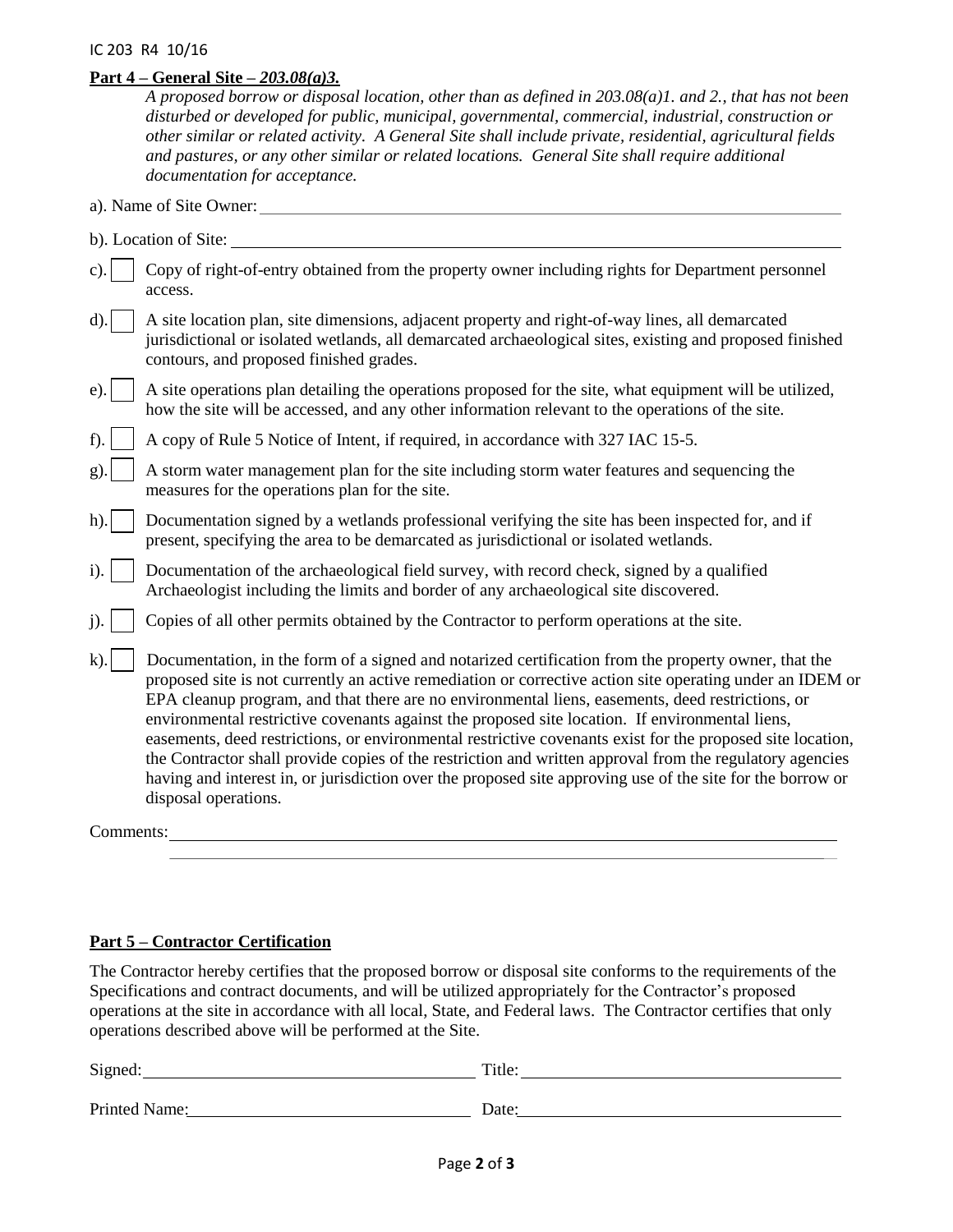**Part 4 – General Site –** ***203.08(a)3.***

*A proposed borrow or disposal location, other than as defined in 203.08(a)1. and 2., that has not been disturbed or developed for public, municipal, governmental, commercial, industrial, construction or other similar or related activity. A General Site shall include private, residential, agricultural fields and pastures, or any other similar or related locations. General Site shall require additional documentation for acceptance.*

a). Name of Site Owner: ______________________________

b). Location of Site: ______________________________

c). ☐ Copy of right-of-entry obtained from the property owner including rights for Department personnel access.

d). ☐ A site location plan, site dimensions, adjacent property and right-of-way lines, all demarcated jurisdictional or isolated wetlands, all demarcated archaeological sites, existing and proposed finished contours, and proposed finished grades.

e). ☐ A site operations plan detailing the operations proposed for the site, what equipment will be utilized, how the site will be accessed, and any other information relevant to the operations of the site.

f). ☐ A copy of Rule 5 Notice of Intent, if required, in accordance with 327 IAC 15-5.

g). ☐ A storm water management plan for the site including storm water features and sequencing the measures for the operations plan for the site.

h). ☐ Documentation signed by a wetlands professional verifying the site has been inspected for, and if present, specifying the area to be demarcated as jurisdictional or isolated wetlands.

i). ☐ Documentation of the archaeological field survey, with record check, signed by a qualified Archaeologist including the limits and border of any archaeological site discovered.

j). ☐ Copies of all other permits obtained by the Contractor to perform operations at the site.

k). ☐ Documentation, in the form of a signed and notarized certification from the property owner, that the proposed site is not currently an active remediation or corrective action site operating under an IDEM or EPA cleanup program, and that there are no environmental liens, easements, deed restrictions, or environmental restrictive covenants against the proposed site location. If environmental liens, easements, deed restrictions, or environmental restrictive covenants exist for the proposed site location, the Contractor shall provide copies of the restriction and written approval from the regulatory agencies having and interest in, or jurisdiction over the proposed site approving use of the site for the borrow or disposal operations.

Comments: ______________________________

**Part 5 – Contractor Certification**

The Contractor hereby certifies that the proposed borrow or disposal site conforms to the requirements of the Specifications and contract documents, and will be utilized appropriately for the Contractor's proposed operations at the site in accordance with all local, State, and Federal laws. The Contractor certifies that only operations described above will be performed at the Site.

Signed: ______________________________ Title: ______________________________

Printed Name: ______________________________ Date: ______________________________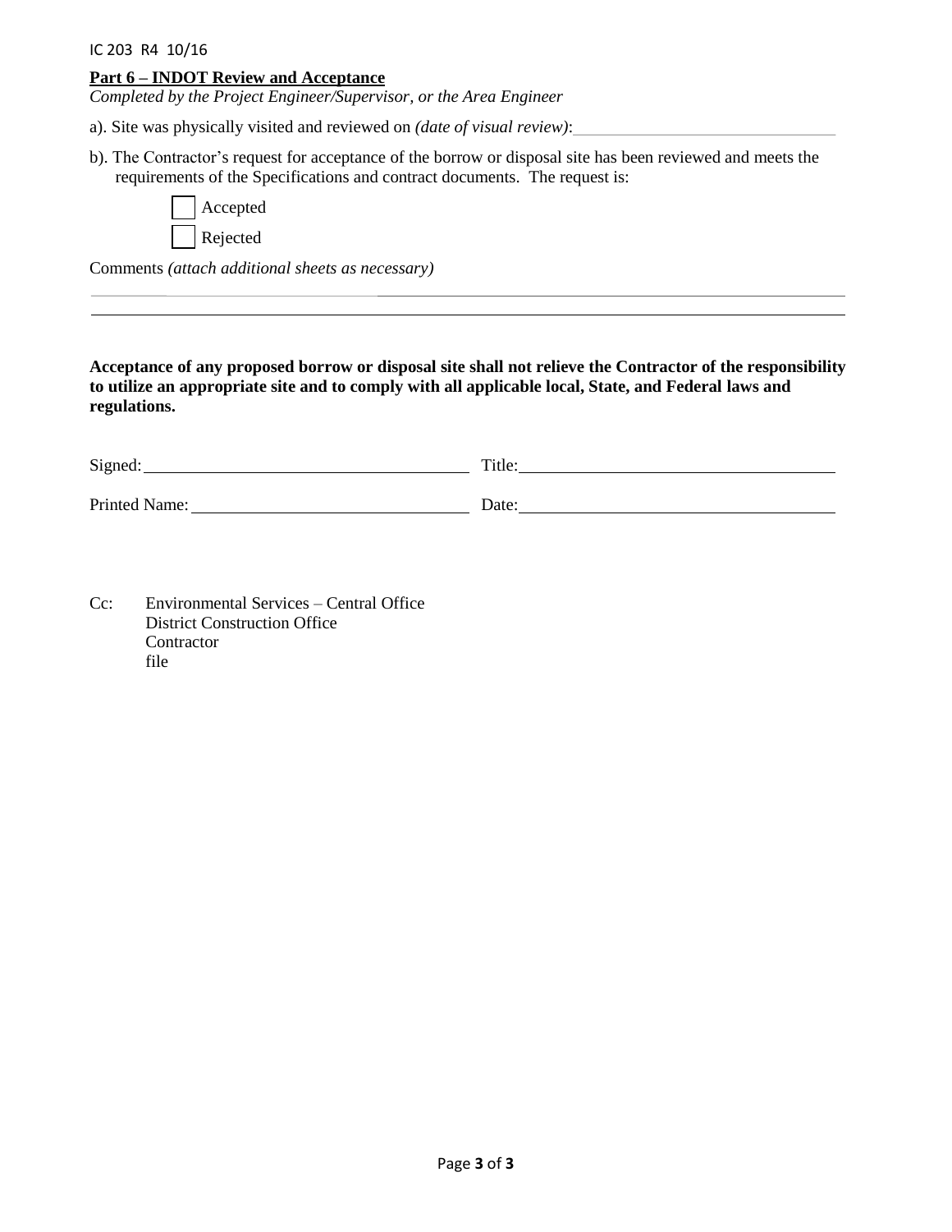**Part 6 – INDOT Review and Acceptance**

*Completed by the Project Engineer/Supervisor, or the Area Engineer*

a). Site was physically visited and reviewed on *(date of visual review)*: \_\_\_\_\_\_\_\_\_\_\_\_\_\_\_\_\_\_\_\_\_\_\_\_\_\_\_\_\_\_

b). The Contractor's request for acceptance of the borrow or disposal site has been reviewed and meets the requirements of the Specifications and contract documents. The request is:

☐ Accepted

☐ Rejected

Comments *(attach additional sheets as necessary)*

\_\_\_\_\_\_\_\_\_\_\_\_\_\_\_\_\_\_\_\_\_\_\_\_\_\_\_\_\_\_\_\_\_\_\_\_\_\_\_\_\_\_\_\_\_\_\_\_\_\_\_\_\_\_\_\_\_\_\_\_\_\_\_\_\_\_\_\_\_\_\_\_\_\_\_\_\_\_

\_\_\_\_\_\_\_\_\_\_\_\_\_\_\_\_\_\_\_\_\_\_\_\_\_\_\_\_\_\_\_\_\_\_\_\_\_\_\_\_\_\_\_\_\_\_\_\_\_\_\_\_\_\_\_\_\_\_\_\_\_\_\_\_\_\_\_\_\_\_\_\_\_\_\_\_\_\_

**Acceptance of any proposed borrow or disposal site shall not relieve the Contractor of the responsibility to utilize an appropriate site and to comply with all applicable local, State, and Federal laws and regulations.**

Signed: \_\_\_\_\_\_\_\_\_\_\_\_\_\_\_\_\_\_\_\_\_\_\_\_\_\_\_\_\_\_\_\_\_\_ Title: \_\_\_\_\_\_\_\_\_\_\_\_\_\_\_\_\_\_\_\_\_\_\_\_\_\_\_\_\_\_\_\_\_\_

Printed Name: \_\_\_\_\_\_\_\_\_\_\_\_\_\_\_\_\_\_\_\_\_\_\_\_\_\_\_\_\_\_ Date: \_\_\_\_\_\_\_\_\_\_\_\_\_\_\_\_\_\_\_\_\_\_\_\_\_\_\_\_\_\_\_\_\_\_

Cc: Environmental Services – Central Office
District Construction Office
Contractor
file